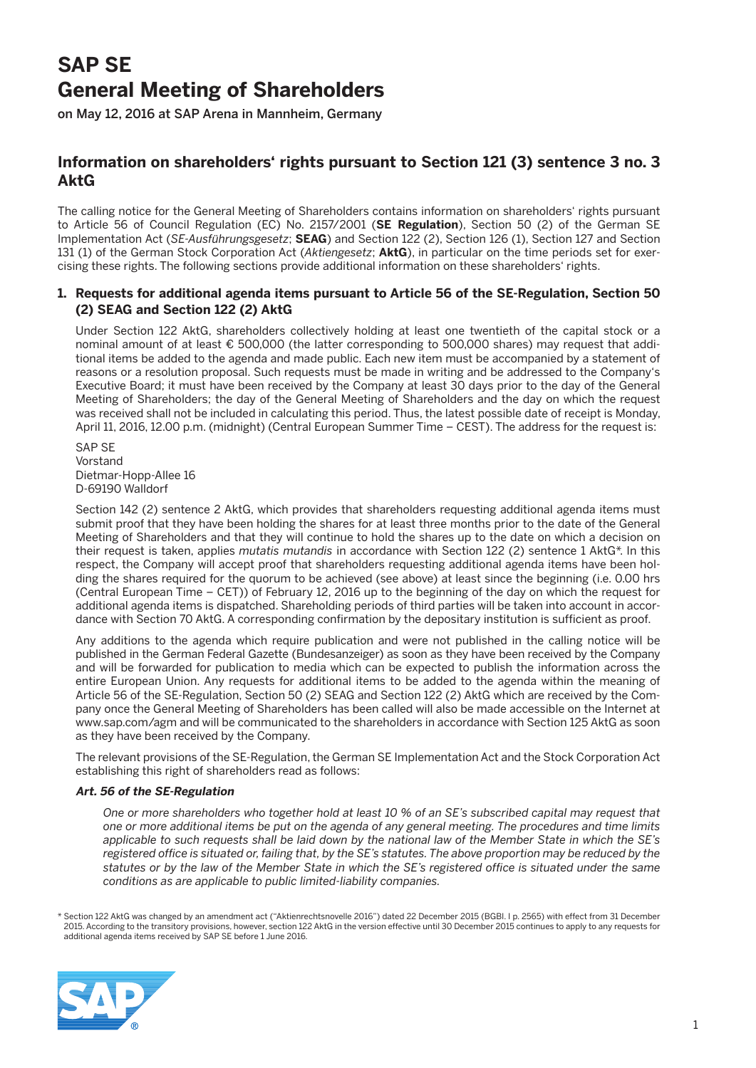# SAP SE
# General Meeting of Shareholders

on May 12, 2016 at SAP Arena in Mannheim, Germany

## Information on shareholders' rights pursuant to Section 121 (3) sentence 3 no. 3 AktG

The calling notice for the General Meeting of Shareholders contains information on shareholders' rights pursuant to Article 56 of Council Regulation (EC) No. 2157/2001 (**SE Regulation**), Section 50 (2) of the German SE Implementation Act (*SE-Ausführungsgesetz*; **SEAG**) and Section 122 (2), Section 126 (1), Section 127 and Section 131 (1) of the German Stock Corporation Act (*Aktiengesetz*; **AktG**), in particular on the time periods set for exercising these rights. The following sections provide additional information on these shareholders' rights.

### 1. Requests for additional agenda items pursuant to Article 56 of the SE-Regulation, Section 50 (2) SEAG and Section 122 (2) AktG

Under Section 122 AktG, shareholders collectively holding at least one twentieth of the capital stock or a nominal amount of at least € 500,000 (the latter corresponding to 500,000 shares) may request that additional items be added to the agenda and made public. Each new item must be accompanied by a statement of reasons or a resolution proposal. Such requests must be made in writing and be addressed to the Company's Executive Board; it must have been received by the Company at least 30 days prior to the day of the General Meeting of Shareholders; the day of the General Meeting of Shareholders and the day on which the request was received shall not be included in calculating this period. Thus, the latest possible date of receipt is Monday, April 11, 2016, 12.00 p.m. (midnight) (Central European Summer Time – CEST). The address for the request is:

SAP SE  
Vorstand  
Dietmar-Hopp-Allee 16  
D-69190 Walldorf

Section 142 (2) sentence 2 AktG, which provides that shareholders requesting additional agenda items must submit proof that they have been holding the shares for at least three months prior to the date of the General Meeting of Shareholders and that they will continue to hold the shares up to the date on which a decision on their request is taken, applies *mutatis mutandis* in accordance with Section 122 (2) sentence 1 AktG*. In this respect, the Company will accept proof that shareholders requesting additional agenda items have been holding the shares required for the quorum to be achieved (see above) at least since the beginning (i.e. 0.00 hrs (Central European Time – CET)) of February 12, 2016 up to the beginning of the day on which the request for additional agenda items is dispatched. Shareholding periods of third parties will be taken into account in accordance with Section 70 AktG. A corresponding confirmation by the depositary institution is sufficient as proof.

Any additions to the agenda which require publication and were not published in the calling notice will be published in the German Federal Gazette (Bundesanzeiger) as soon as they have been received by the Company and will be forwarded for publication to media which can be expected to publish the information across the entire European Union. Any requests for additional items to be added to the agenda within the meaning of Article 56 of the SE-Regulation, Section 50 (2) SEAG and Section 122 (2) AktG which are received by the Company once the General Meeting of Shareholders has been called will also be made accessible on the Internet at www.sap.com/agm and will be communicated to the shareholders in accordance with Section 125 AktG as soon as they have been received by the Company.

The relevant provisions of the SE-Regulation, the German SE Implementation Act and the Stock Corporation Act establishing this right of shareholders read as follows:

***Art. 56 of the SE-Regulation***

*One or more shareholders who together hold at least 10 % of an SE's subscribed capital may request that one or more additional items be put on the agenda of any general meeting. The procedures and time limits applicable to such requests shall be laid down by the national law of the Member State in which the SE's registered office is situated or, failing that, by the SE's statutes. The above proportion may be reduced by the statutes or by the law of the Member State in which the SE's registered office is situated under the same conditions as are applicable to public limited-liability companies.*

\* Section 122 AktG was changed by an amendment act ("Aktienrechtsnovelle 2016") dated 22 December 2015 (BGBl. I p. 2565) with effect from 31 December 2015. According to the transitory provisions, however, section 122 AktG in the version effective until 30 December 2015 continues to apply to any requests for additional agenda items received by SAP SE before 1 June 2016.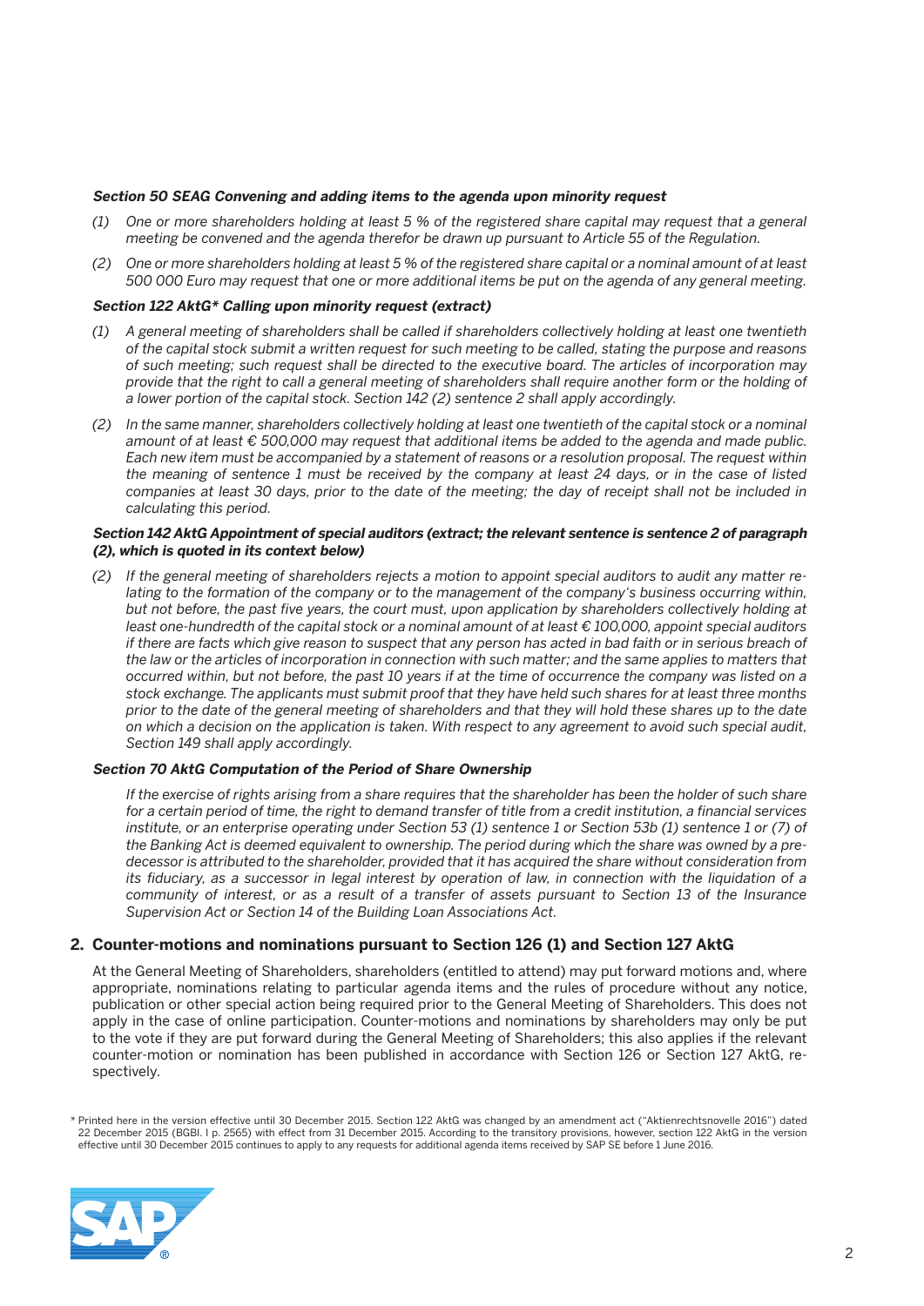***Section 50 SEAG Convening and adding items to the agenda upon minority request***

*(1) One or more shareholders holding at least 5 % of the registered share capital may request that a general meeting be convened and the agenda therefor be drawn up pursuant to Article 55 of the Regulation.*

*(2) One or more shareholders holding at least 5 % of the registered share capital or a nominal amount of at least 500 000 Euro may request that one or more additional items be put on the agenda of any general meeting.*

***Section 122 AktG* Calling upon minority request (extract)***

*(1) A general meeting of shareholders shall be called if shareholders collectively holding at least one twentieth of the capital stock submit a written request for such meeting to be called, stating the purpose and reasons of such meeting; such request shall be directed to the executive board. The articles of incorporation may provide that the right to call a general meeting of shareholders shall require another form or the holding of a lower portion of the capital stock. Section 142 (2) sentence 2 shall apply accordingly.*

*(2) In the same manner, shareholders collectively holding at least one twentieth of the capital stock or a nominal amount of at least € 500,000 may request that additional items be added to the agenda and made public. Each new item must be accompanied by a statement of reasons or a resolution proposal. The request within the meaning of sentence 1 must be received by the company at least 24 days, or in the case of listed companies at least 30 days, prior to the date of the meeting; the day of receipt shall not be included in calculating this period.*

***Section 142 AktG Appointment of special auditors (extract; the relevant sentence is sentence 2 of paragraph (2), which is quoted in its context below)***

*(2) If the general meeting of shareholders rejects a motion to appoint special auditors to audit any matter relating to the formation of the company or to the management of the company's business occurring within, but not before, the past five years, the court must, upon application by shareholders collectively holding at least one-hundredth of the capital stock or a nominal amount of at least € 100,000, appoint special auditors if there are facts which give reason to suspect that any person has acted in bad faith or in serious breach of the law or the articles of incorporation in connection with such matter; and the same applies to matters that occurred within, but not before, the past 10 years if at the time of occurrence the company was listed on a stock exchange. The applicants must submit proof that they have held such shares for at least three months prior to the date of the general meeting of shareholders and that they will hold these shares up to the date on which a decision on the application is taken. With respect to any agreement to avoid such special audit, Section 149 shall apply accordingly.*

***Section 70 AktG Computation of the Period of Share Ownership***

*If the exercise of rights arising from a share requires that the shareholder has been the holder of such share for a certain period of time, the right to demand transfer of title from a credit institution, a financial services institute, or an enterprise operating under Section 53 (1) sentence 1 or Section 53b (1) sentence 1 or (7) of the Banking Act is deemed equivalent to ownership. The period during which the share was owned by a predecessor is attributed to the shareholder, provided that it has acquired the share without consideration from its fiduciary, as a successor in legal interest by operation of law, in connection with the liquidation of a community of interest, or as a result of a transfer of assets pursuant to Section 13 of the Insurance Supervision Act or Section 14 of the Building Loan Associations Act.*

## 2. Counter-motions and nominations pursuant to Section 126 (1) and Section 127 AktG

At the General Meeting of Shareholders, shareholders (entitled to attend) may put forward motions and, where appropriate, nominations relating to particular agenda items and the rules of procedure without any notice, publication or other special action being required prior to the General Meeting of Shareholders. This does not apply in the case of online participation. Counter-motions and nominations by shareholders may only be put to the vote if they are put forward during the General Meeting of Shareholders; this also applies if the relevant counter-motion or nomination has been published in accordance with Section 126 or Section 127 AktG, respectively.

* Printed here in the version effective until 30 December 2015. Section 122 AktG was changed by an amendment act ("Aktienrechtsnovelle 2016") dated 22 December 2015 (BGBl. I p. 2565) with effect from 31 December 2015. According to the transitory provisions, however, section 122 AktG in the version effective until 30 December 2015 continues to apply to any requests for additional agenda items received by SAP SE before 1 June 2016.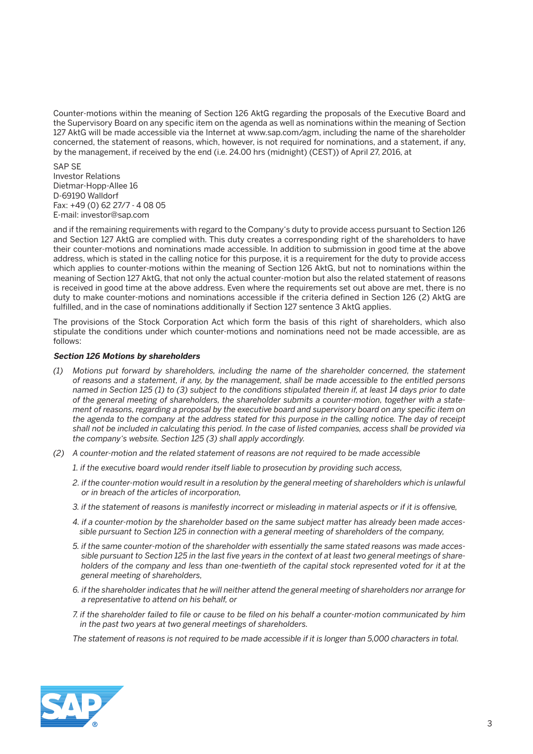Counter-motions within the meaning of Section 126 AktG regarding the proposals of the Executive Board and the Supervisory Board on any specific item on the agenda as well as nominations within the meaning of Section 127 AktG will be made accessible via the Internet at www.sap.com/agm, including the name of the shareholder concerned, the statement of reasons, which, however, is not required for nominations, and a statement, if any, by the management, if received by the end (i.e. 24.00 hrs (midnight) (CEST)) of April 27, 2016, at

SAP SE  
Investor Relations  
Dietmar-Hopp-Allee 16  
D-69190 Walldorf  
Fax: +49 (0) 62 27/7 - 4 08 05  
E-mail: investor@sap.com

and if the remaining requirements with regard to the Company's duty to provide access pursuant to Section 126 and Section 127 AktG are complied with. This duty creates a corresponding right of the shareholders to have their counter-motions and nominations made accessible. In addition to submission in good time at the above address, which is stated in the calling notice for this purpose, it is a requirement for the duty to provide access which applies to counter-motions within the meaning of Section 126 AktG, but not to nominations within the meaning of Section 127 AktG, that not only the actual counter-motion but also the related statement of reasons is received in good time at the above address. Even where the requirements set out above are met, there is no duty to make counter-motions and nominations accessible if the criteria defined in Section 126 (2) AktG are fulfilled, and in the case of nominations additionally if Section 127 sentence 3 AktG applies.

The provisions of the Stock Corporation Act which form the basis of this right of shareholders, which also stipulate the conditions under which counter-motions and nominations need not be made accessible, are as follows:

***Section 126 Motions by shareholders***

*(1) Motions put forward by shareholders, including the name of the shareholder concerned, the statement of reasons and a statement, if any, by the management, shall be made accessible to the entitled persons named in Section 125 (1) to (3) subject to the conditions stipulated therein if, at least 14 days prior to date of the general meeting of shareholders, the shareholder submits a counter-motion, together with a statement of reasons, regarding a proposal by the executive board and supervisory board on any specific item on the agenda to the company at the address stated for this purpose in the calling notice. The day of receipt shall not be included in calculating this period. In the case of listed companies, access shall be provided via the company's website. Section 125 (3) shall apply accordingly.*

*(2) A counter-motion and the related statement of reasons are not required to be made accessible*

*1. if the executive board would render itself liable to prosecution by providing such access,*

*2. if the counter-motion would result in a resolution by the general meeting of shareholders which is unlawful or in breach of the articles of incorporation,*

*3. if the statement of reasons is manifestly incorrect or misleading in material aspects or if it is offensive,*

*4. if a counter-motion by the shareholder based on the same subject matter has already been made accessible pursuant to Section 125 in connection with a general meeting of shareholders of the company,*

*5. if the same counter-motion of the shareholder with essentially the same stated reasons was made accessible pursuant to Section 125 in the last five years in the context of at least two general meetings of shareholders of the company and less than one-twentieth of the capital stock represented voted for it at the general meeting of shareholders,*

*6. if the shareholder indicates that he will neither attend the general meeting of shareholders nor arrange for a representative to attend on his behalf, or*

*7. if the shareholder failed to file or cause to be filed on his behalf a counter-motion communicated by him in the past two years at two general meetings of shareholders.*

*The statement of reasons is not required to be made accessible if it is longer than 5,000 characters in total.*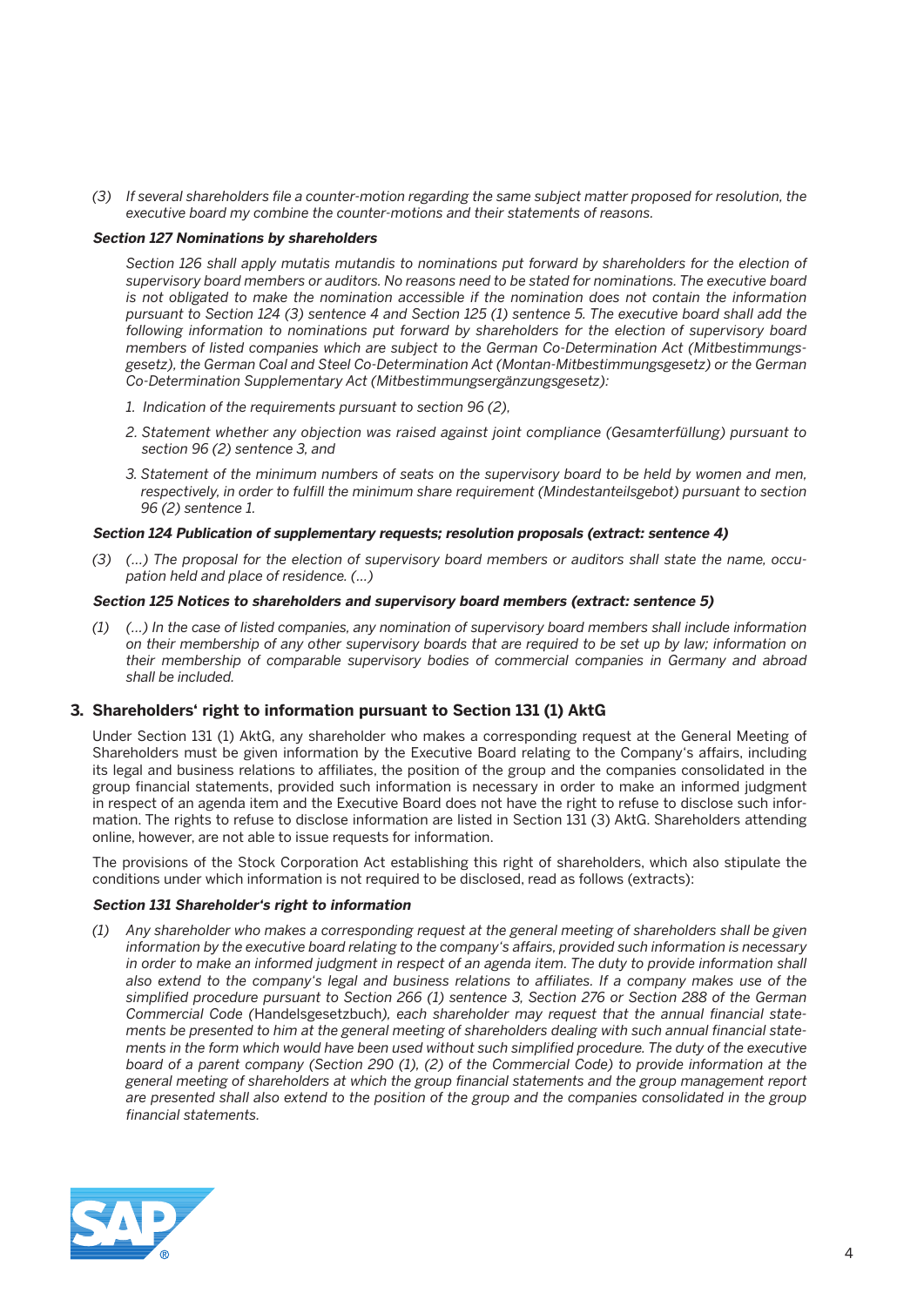*(3) If several shareholders file a counter-motion regarding the same subject matter proposed for resolution, the executive board my combine the counter-motions and their statements of reasons.*

***Section 127 Nominations by shareholders***

*Section 126 shall apply mutatis mutandis to nominations put forward by shareholders for the election of supervisory board members or auditors. No reasons need to be stated for nominations. The executive board is not obligated to make the nomination accessible if the nomination does not contain the information pursuant to Section 124 (3) sentence 4 and Section 125 (1) sentence 5. The executive board shall add the following information to nominations put forward by shareholders for the election of supervisory board members of listed companies which are subject to the German Co-Determination Act (Mitbestimmungsgesetz), the German Coal and Steel Co-Determination Act (Montan-Mitbestimmungsgesetz) or the German Co-Determination Supplementary Act (Mitbestimmungsergänzungsgesetz):*

*1. Indication of the requirements pursuant to section 96 (2),*

*2. Statement whether any objection was raised against joint compliance (Gesamterfüllung) pursuant to section 96 (2) sentence 3, and*

*3. Statement of the minimum numbers of seats on the supervisory board to be held by women and men, respectively, in order to fulfill the minimum share requirement (Mindestanteilsgebot) pursuant to section 96 (2) sentence 1.*

***Section 124 Publication of supplementary requests; resolution proposals (extract: sentence 4)***

*(3) (...) The proposal for the election of supervisory board members or auditors shall state the name, occupation held and place of residence. (...)*

***Section 125 Notices to shareholders and supervisory board members (extract: sentence 5)***

*(1) (...) In the case of listed companies, any nomination of supervisory board members shall include information on their membership of any other supervisory boards that are required to be set up by law; information on their membership of comparable supervisory bodies of commercial companies in Germany and abroad shall be included.*

## 3. Shareholders' right to information pursuant to Section 131 (1) AktG

Under Section 131 (1) AktG, any shareholder who makes a corresponding request at the General Meeting of Shareholders must be given information by the Executive Board relating to the Company's affairs, including its legal and business relations to affiliates, the position of the group and the companies consolidated in the group financial statements, provided such information is necessary in order to make an informed judgment in respect of an agenda item and the Executive Board does not have the right to refuse to disclose such information. The rights to refuse to disclose information are listed in Section 131 (3) AktG. Shareholders attending online, however, are not able to issue requests for information.

The provisions of the Stock Corporation Act establishing this right of shareholders, which also stipulate the conditions under which information is not required to be disclosed, read as follows (extracts):

***Section 131 Shareholder's right to information***

*(1) Any shareholder who makes a corresponding request at the general meeting of shareholders shall be given information by the executive board relating to the company's affairs, provided such information is necessary in order to make an informed judgment in respect of an agenda item. The duty to provide information shall also extend to the company's legal and business relations to affiliates. If a company makes use of the simplified procedure pursuant to Section 266 (1) sentence 3, Section 276 or Section 288 of the German Commercial Code (*Handelsgesetzbuch*), each shareholder may request that the annual financial statements be presented to him at the general meeting of shareholders dealing with such annual financial statements in the form which would have been used without such simplified procedure. The duty of the executive board of a parent company (Section 290 (1), (2) of the Commercial Code) to provide information at the general meeting of shareholders at which the group financial statements and the group management report are presented shall also extend to the position of the group and the companies consolidated in the group financial statements.*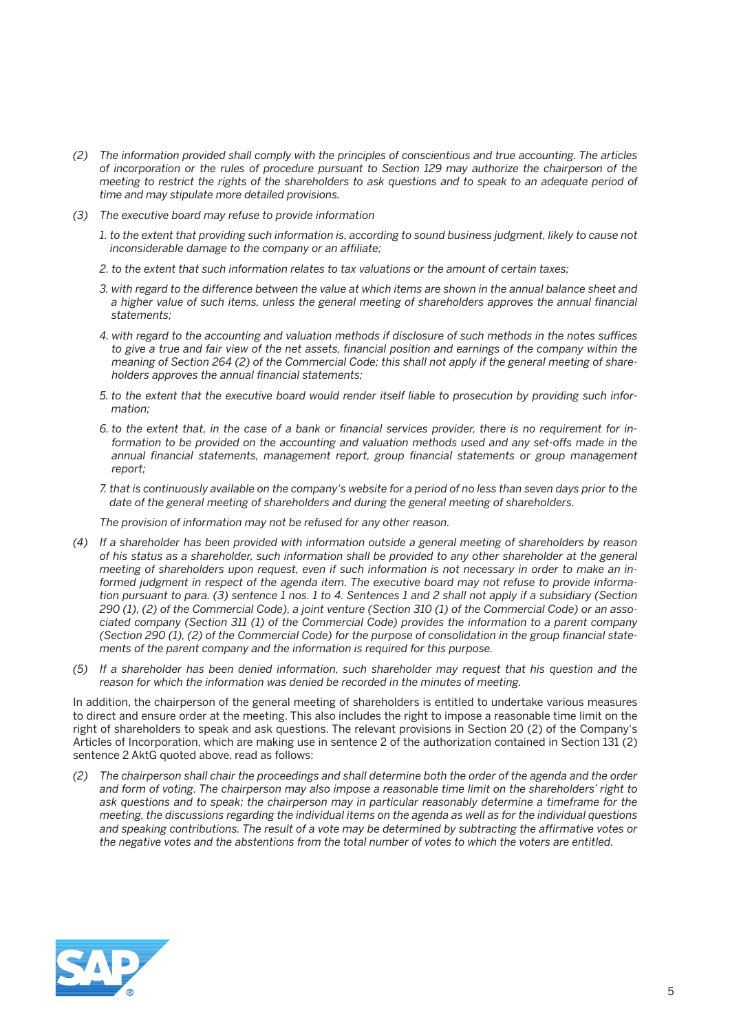*(2) The information provided shall comply with the principles of conscientious and true accounting. The articles of incorporation or the rules of procedure pursuant to Section 129 may authorize the chairperson of the meeting to restrict the rights of the shareholders to ask questions and to speak to an adequate period of time and may stipulate more detailed provisions.*

*(3) The executive board may refuse to provide information*

*1. to the extent that providing such information is, according to sound business judgment, likely to cause not inconsiderable damage to the company or an affiliate;*

*2. to the extent that such information relates to tax valuations or the amount of certain taxes;*

*3. with regard to the difference between the value at which items are shown in the annual balance sheet and a higher value of such items, unless the general meeting of shareholders approves the annual financial statements;*

*4. with regard to the accounting and valuation methods if disclosure of such methods in the notes suffices to give a true and fair view of the net assets, financial position and earnings of the company within the meaning of Section 264 (2) of the Commercial Code; this shall not apply if the general meeting of shareholders approves the annual financial statements;*

*5. to the extent that the executive board would render itself liable to prosecution by providing such information;*

*6. to the extent that, in the case of a bank or financial services provider, there is no requirement for information to be provided on the accounting and valuation methods used and any set-offs made in the annual financial statements, management report, group financial statements or group management report;*

*7. that is continuously available on the company's website for a period of no less than seven days prior to the date of the general meeting of shareholders and during the general meeting of shareholders.*

*The provision of information may not be refused for any other reason.*

*(4) If a shareholder has been provided with information outside a general meeting of shareholders by reason of his status as a shareholder, such information shall be provided to any other shareholder at the general meeting of shareholders upon request, even if such information is not necessary in order to make an informed judgment in respect of the agenda item. The executive board may not refuse to provide information pursuant to para. (3) sentence 1 nos. 1 to 4. Sentences 1 and 2 shall not apply if a subsidiary (Section 290 (1), (2) of the Commercial Code), a joint venture (Section 310 (1) of the Commercial Code) or an associated company (Section 311 (1) of the Commercial Code) provides the information to a parent company (Section 290 (1), (2) of the Commercial Code) for the purpose of consolidation in the group financial statements of the parent company and the information is required for this purpose.*

*(5) If a shareholder has been denied information, such shareholder may request that his question and the reason for which the information was denied be recorded in the minutes of meeting.*

In addition, the chairperson of the general meeting of shareholders is entitled to undertake various measures to direct and ensure order at the meeting. This also includes the right to impose a reasonable time limit on the right of shareholders to speak and ask questions. The relevant provisions in Section 20 (2) of the Company's Articles of Incorporation, which are making use in sentence 2 of the authorization contained in Section 131 (2) sentence 2 AktG quoted above, read as follows:

*(2) The chairperson shall chair the proceedings and shall determine both the order of the agenda and the order and form of voting. The chairperson may also impose a reasonable time limit on the shareholders' right to ask questions and to speak; the chairperson may in particular reasonably determine a timeframe for the meeting, the discussions regarding the individual items on the agenda as well as for the individual questions and speaking contributions. The result of a vote may be determined by subtracting the affirmative votes or the negative votes and the abstentions from the total number of votes to which the voters are entitled.*